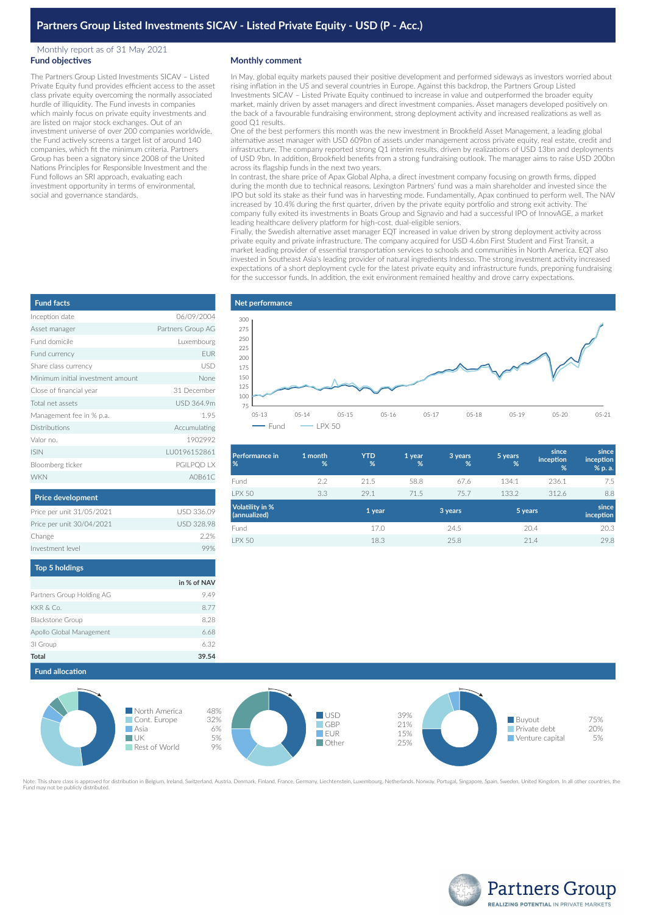# Partners Group Listed Investments SICAV - Listed Private Equity - USD (P - Acc.)

Monthly report as of 31 May 2021

## Fund objectives

The Partners Group Listed Investments SICAV – Listed Private Equity fund provides efficient access to the asset class private equity overcoming the normally associated hurdle of illiquidity. The Fund invests in companies which mainly focus on private equity investments and are listed on major stock exchanges. Out of an investment universe of over 200 companies worldwide, the Fund actively screens a target list of around 140 companies, which fit the minimum criteria. Partners Group has been a signatory since 2008 of the United Nations Principles for Responsible Investment and the Fund follows an SRI approach, evaluating each investment opportunity in terms of environmental, social and governance standards.

## Monthly comment

In May, global equity markets paused their positive development and performed sideways as investors worried about rising inflation in the US and several countries in Europe. Against this backdrop, the Partners Group Listed Investments SICAV – Listed Private Equity continued to increase in value and outperformed the broader equity market, mainly driven by asset managers and direct investment companies. Asset managers developed positively on the back of a favourable fundraising environment, strong deployment activity and increased realizations as well as good Q1 results.

One of the best performers this month was the new investment in Brookfield Asset Management, a leading global alternative asset manager with USD 609bn of assets under management across private equity, real estate, credit and infrastructure. The company reported strong Q1 interim results, driven by realizations of USD 13bn and deployments of USD 9bn. In addition, Brookfield benefits from a strong fundraising outlook. The manager aims to raise USD 200bn across its flagship funds in the next two years.

In contrast, the share price of Apax Global Alpha, a direct investment company focusing on growth firms, dipped during the month due to technical reasons. Lexington Partners' fund was a main shareholder and invested since the IPO but sold its stake as their fund was in harvesting mode. Fundamentally, Apax continued to perform well. The NAV increased by 10.4% during the first quarter, driven by the private equity portfolio and strong exit activity. The company fully exited its investments in Boats Group and Signavio and had a successful IPO of InnovAGE, a market leading healthcare delivery platform for high-cost, dual-eligible seniors.

Finally, the Swedish alternative asset manager EQT increased in value driven by strong deployment activity across private equity and private infrastructure. The company acquired for USD 4.6bn First Student and First Transit, a market leading provider of essential transportation services to schools and communities in North America. EQT also invested in Southeast Asia's leading provider of natural ingredients Indesso. The strong investment activity increased expectations of a short deployment cycle for the latest private equity and infrastructure funds, preponing fundraising for the successor funds. In addition, the exit environment remained healthy and drove carry expectations.

## Fund facts

| | |
|---|---|
| Inception date | 06/09/2004 |
| Asset manager | Partners Group AG |
| Fund domicile | Luxembourg |
| Fund currency | EUR |
| Share class currency | USD |
| Minimum initial investment amount | None |
| Close of financial year | 31 December |
| Total net assets | USD 364.9m |
| Management fee in % p.a. | 1.95 |
| Distributions | Accumulating |
| Valor no. | 1902992 |
| ISIN | LU0196152861 |
| Bloomberg ticker | PGILPQD LX |
| WKN | A0B61C |

## Price development

| | |
|---|---|
| Price per unit 31/05/2021 | USD 336.09 |
| Price per unit 30/04/2021 | USD 328.98 |
| Change | 2.2% |
| Investment level | 99% |

## Top 5 holdings

| | in % of NAV |
|---|---|
| Partners Group Holding AG | 9.49 |
| KKR & Co. | 8.77 |
| Blackstone Group | 8.28 |
| Apollo Global Management | 6.68 |
| 3I Group | 6.32 |
| **Total** | **39.54** |

## Net performance

Fund — LPX 50

| Performance in % | 1 month % | YTD % | 1 year % | 3 years % | 5 years % | since inception % | since inception % p. a. |
|---|---|---|---|---|---|---|---|
| Fund | 2.2 | 21.5 | 58.8 | 67.6 | 134.1 | 236.1 | 7.5 |
| LPX 50 | 3.3 | 29.1 | 71.5 | 75.7 | 133.2 | 312.6 | 8.8 |

| Volatility in % (annualized) | 1 year | 3 years | 5 years | since inception |
|---|---|---|---|---|
| Fund | 17.0 | 24.5 | 20.4 | 20.3 |
| LPX 50 | 18.3 | 25.8 | 21.4 | 29.8 |

## Fund allocation

| Region | |
|---|---|
| North America | 48% |
| Cont. Europe | 32% |
| Asia | 6% |
| UK | 5% |
| Rest of World | 9% |

| Currency | |
|---|---|
| USD | 39% |
| GBP | 21% |
| EUR | 15% |
| Other | 25% |

| Financing stage | |
|---|---|
| Buyout | 75% |
| Private debt | 20% |
| Venture capital | 5% |

Note: This share class is approved for distribution in Belgium, Ireland, Switzerland, Austria, Denmark, Finland, France, Germany, Liechtenstein, Luxembourg, Netherlands, Norway, Portugal, Singapore, Spain, Sweden, United Kingdom. In all other countries, the Fund may not be publicly distributed.

Partners Group
REALIZING POTENTIAL IN PRIVATE MARKETS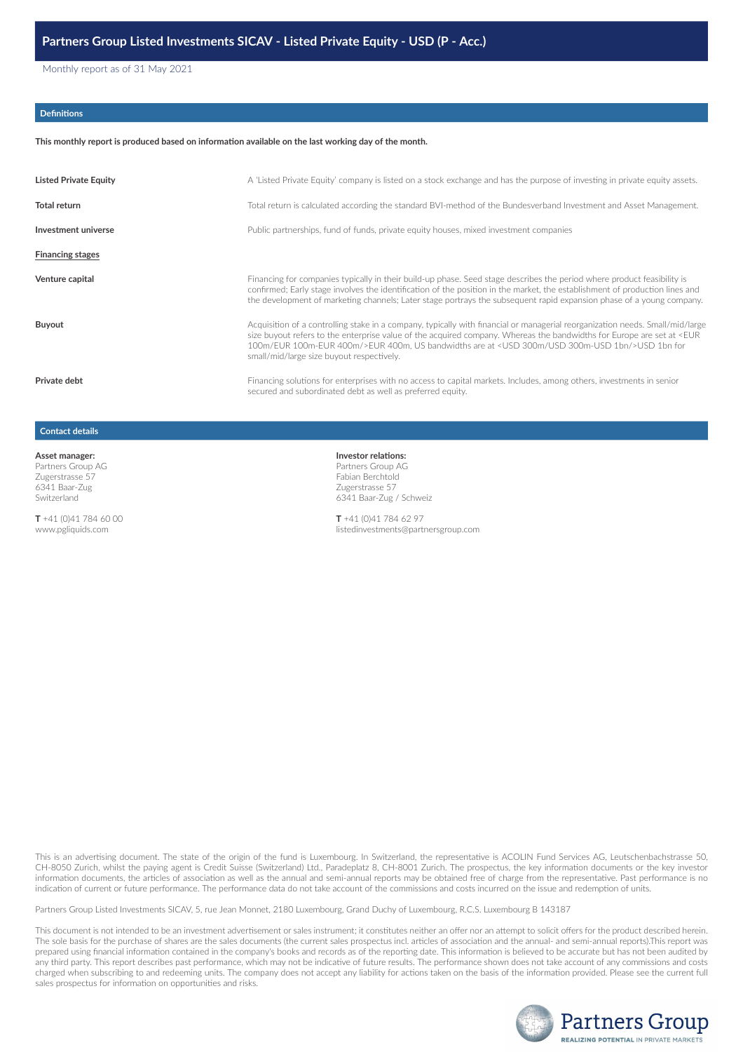# Partners Group Listed Investments SICAV - Listed Private Equity - USD (P - Acc.)

Monthly report as of 31 May 2021

## Definitions

**This monthly report is produced based on information available on the last working day of the month.**

| | |
|---|---|
| **Listed Private Equity** | A 'Listed Private Equity' company is listed on a stock exchange and has the purpose of investing in private equity assets. |
| **Total return** | Total return is calculated according the standard BVI-method of the Bundesverband Investment and Asset Management. |
| **Investment universe** | Public partnerships, fund of funds, private equity houses, mixed investment companies |
| **Financing stages** | |
| **Venture capital** | Financing for companies typically in their build-up phase. Seed stage describes the period where product feasibility is confirmed; Early stage involves the identification of the position in the market, the establishment of production lines and the development of marketing channels; Later stage portrays the subsequent rapid expansion phase of a young company. |
| **Buyout** | Acquisition of a controlling stake in a company, typically with financial or managerial reorganization needs. Small/mid/large size buyout refers to the enterprise value of the acquired company. Whereas the bandwidths for Europe are set at <EUR 100m/EUR 100m-EUR 400m/>EUR 400m, US bandwidths are at <USD 300m/USD 300m-USD 1bn/>USD 1bn for small/mid/large size buyout respectively. |
| **Private debt** | Financing solutions for enterprises with no access to capital markets. Includes, among others, investments in senior secured and subordinated debt as well as preferred equity. |

## Contact details

**Asset manager:**
Partners Group AG
Zugerstrasse 57
6341 Baar-Zug
Switzerland

**T** +41 (0)41 784 60 00
www.pgliquids.com

**Investor relations:**
Partners Group AG
Fabian Berchtold
Zugerstrasse 57
6341 Baar-Zug / Schweiz

**T** +41 (0)41 784 62 97
listedinvestments@partnersgroup.com

This is an advertising document. The state of the origin of the fund is Luxembourg. In Switzerland, the representative is ACOLIN Fund Services AG, Leutschenbachstrasse 50, CH-8050 Zurich, whilst the paying agent is Credit Suisse (Switzerland) Ltd., Paradeplatz 8, CH-8001 Zurich. The prospectus, the key information documents or the key investor information documents, the articles of association as well as the annual and semi-annual reports may be obtained free of charge from the representative. Past performance is no indication of current or future performance. The performance data do not take account of the commissions and costs incurred on the issue and redemption of units.

Partners Group Listed Investments SICAV, 5, rue Jean Monnet, 2180 Luxembourg, Grand Duchy of Luxembourg, R.C.S. Luxembourg B 143187

This document is not intended to be an investment advertisement or sales instrument; it constitutes neither an offer nor an attempt to solicit offers for the product described herein. The sole basis for the purchase of shares are the sales documents (the current sales prospectus incl. articles of association and the annual- and semi-annual reports).This report was prepared using financial information contained in the company's books and records as of the reporting date. This information is believed to be accurate but has not been audited by any third party. This report describes past performance, which may not be indicative of future results. The performance shown does not take account of any commissions and costs charged when subscribing to and redeeming units. The company does not accept any liability for actions taken on the basis of the information provided. Please see the current full sales prospectus for information on opportunities and risks.

Partners Group
REALIZING POTENTIAL IN PRIVATE MARKETS